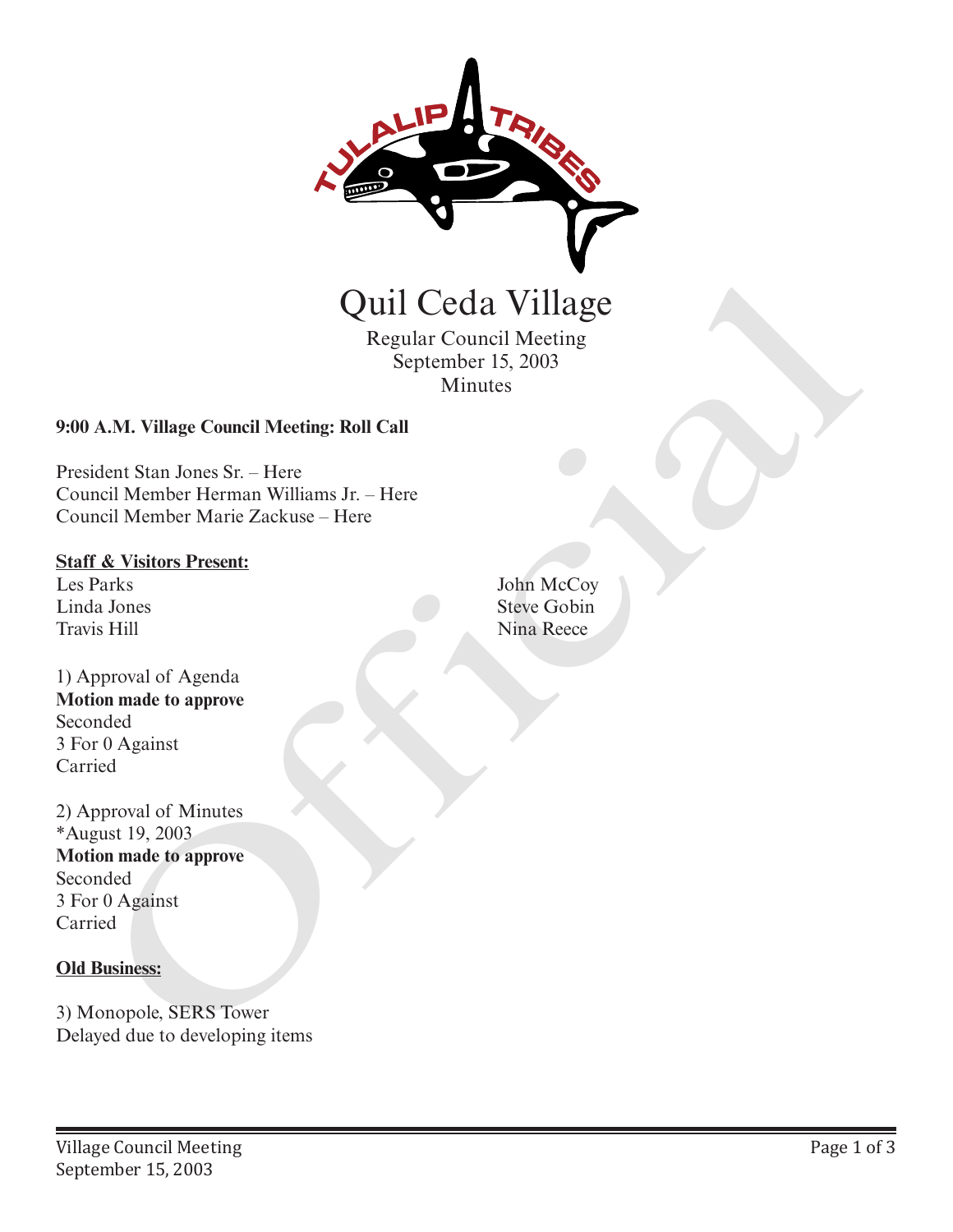# Quil Ceda Village

Regular Council Meeting
September 15, 2003
Minutes

**9:00 A.M. Village Council Meeting: Roll Call**

President Stan Jones Sr. – Here
Council Member Herman Williams Jr. – Here
Council Member Marie Zackuse – Here

**Staff & Visitors Present:**

Les Parks
Linda Jones
Travis Hill
John McCoy
Steve Gobin
Nina Reece

1) Approval of Agenda
**Motion made to approve**
Seconded
3 For 0 Against
Carried

2) Approval of Minutes
*August 19, 2003
**Motion made to approve**
Seconded
3 For 0 Against
Carried

**Old Business:**

3) Monopole, SERS Tower
Delayed due to developing items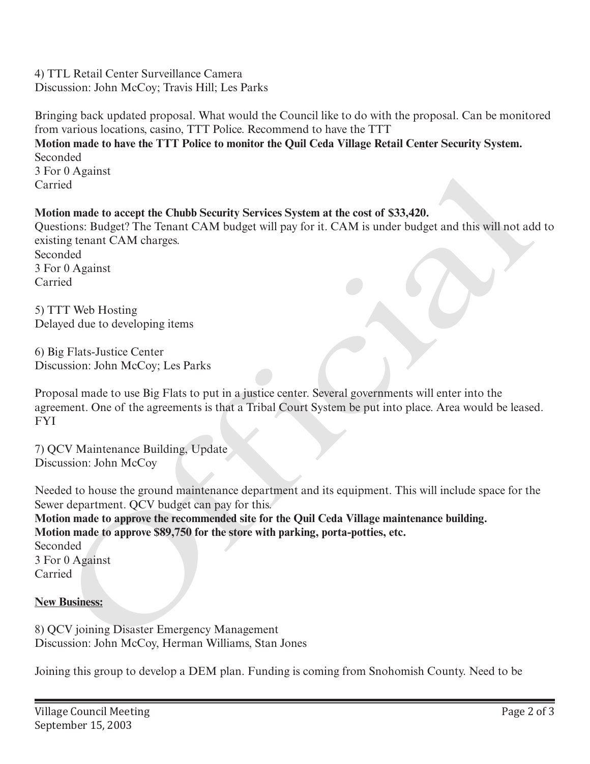4) TTL Retail Center Surveillance Camera
Discussion: John McCoy; Travis Hill; Les Parks

Bringing back updated proposal. What would the Council like to do with the proposal. Can be monitored from various locations, casino, TTT Police. Recommend to have the TTT
**Motion made to have the TTT Police to monitor the Quil Ceda Village Retail Center Security System.**
Seconded
3 For 0 Against
Carried

**Motion made to accept the Chubb Security Services System at the cost of $33,420.**
Questions: Budget? The Tenant CAM budget will pay for it. CAM is under budget and this will not add to existing tenant CAM charges.
Seconded
3 For 0 Against
Carried

5) TTT Web Hosting
Delayed due to developing items

6) Big Flats-Justice Center
Discussion: John McCoy; Les Parks

Proposal made to use Big Flats to put in a justice center. Several governments will enter into the agreement. One of the agreements is that a Tribal Court System be put into place. Area would be leased. FYI

7) QCV Maintenance Building, Update
Discussion: John McCoy

Needed to house the ground maintenance department and its equipment. This will include space for the Sewer department. QCV budget can pay for this.
**Motion made to approve the recommended site for the Quil Ceda Village maintenance building.**
**Motion made to approve $89,750 for the store with parking, porta-potties, etc.**
Seconded
3 For 0 Against
Carried

**New Business:**

8) QCV joining Disaster Emergency Management
Discussion: John McCoy, Herman Williams, Stan Jones

Joining this group to develop a DEM plan. Funding is coming from Snohomish County. Need to be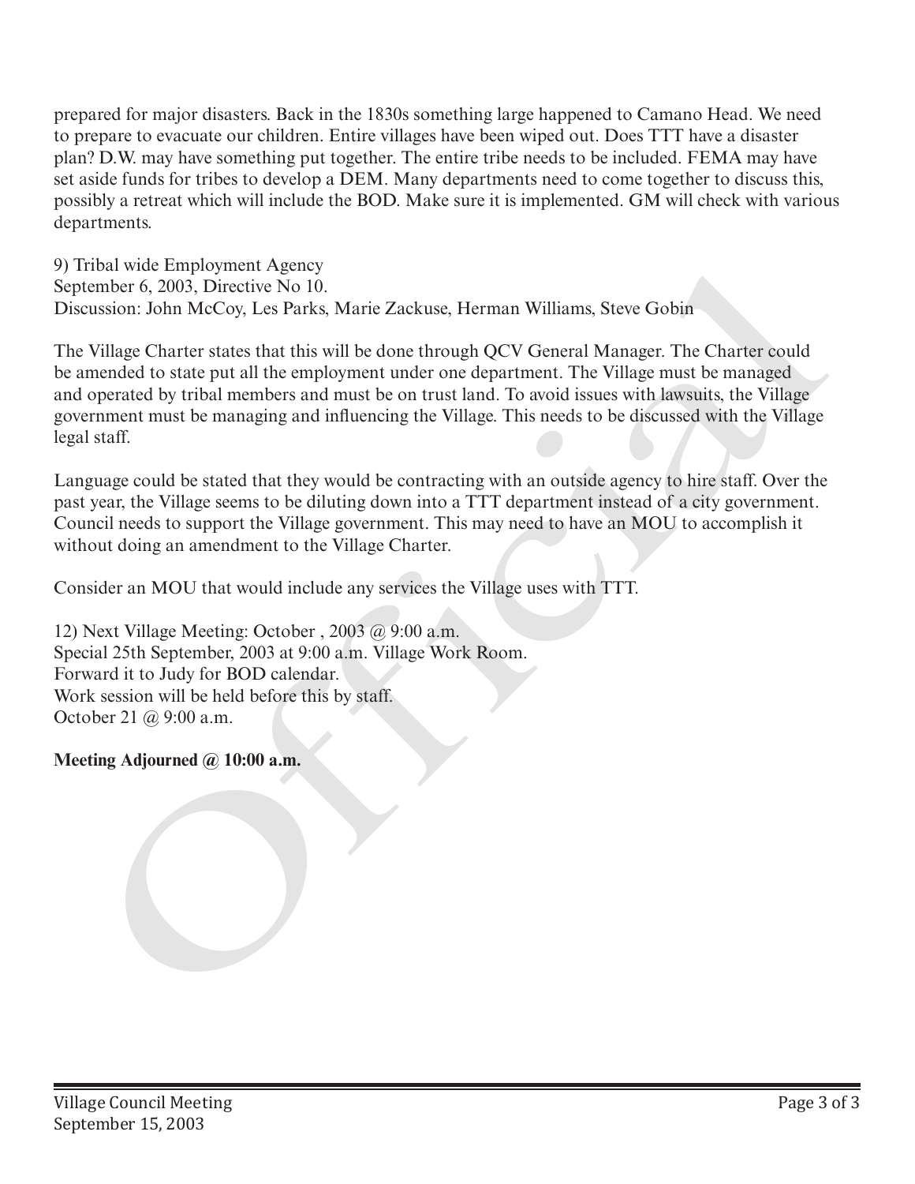prepared for major disasters. Back in the 1830s something large happened to Camano Head. We need to prepare to evacuate our children. Entire villages have been wiped out. Does TTT have a disaster plan? D.W. may have something put together. The entire tribe needs to be included. FEMA may have set aside funds for tribes to develop a DEM. Many departments need to come together to discuss this, possibly a retreat which will include the BOD. Make sure it is implemented. GM will check with various departments.

9) Tribal wide Employment Agency
September 6, 2003, Directive No 10.
Discussion: John McCoy, Les Parks, Marie Zackuse, Herman Williams, Steve Gobin

The Village Charter states that this will be done through QCV General Manager. The Charter could be amended to state put all the employment under one department. The Village must be managed and operated by tribal members and must be on trust land. To avoid issues with lawsuits, the Village government must be managing and influencing the Village. This needs to be discussed with the Village legal staff.

Language could be stated that they would be contracting with an outside agency to hire staff. Over the past year, the Village seems to be diluting down into a TTT department instead of a city government. Council needs to support the Village government. This may need to have an MOU to accomplish it without doing an amendment to the Village Charter.

Consider an MOU that would include any services the Village uses with TTT.

12) Next Village Meeting: October , 2003 @ 9:00 a.m.
Special 25th September, 2003 at 9:00 a.m. Village Work Room.
Forward it to Judy for BOD calendar.
Work session will be held before this by staff.
October 21 @ 9:00 a.m.

**Meeting Adjourned @ 10:00 a.m.**